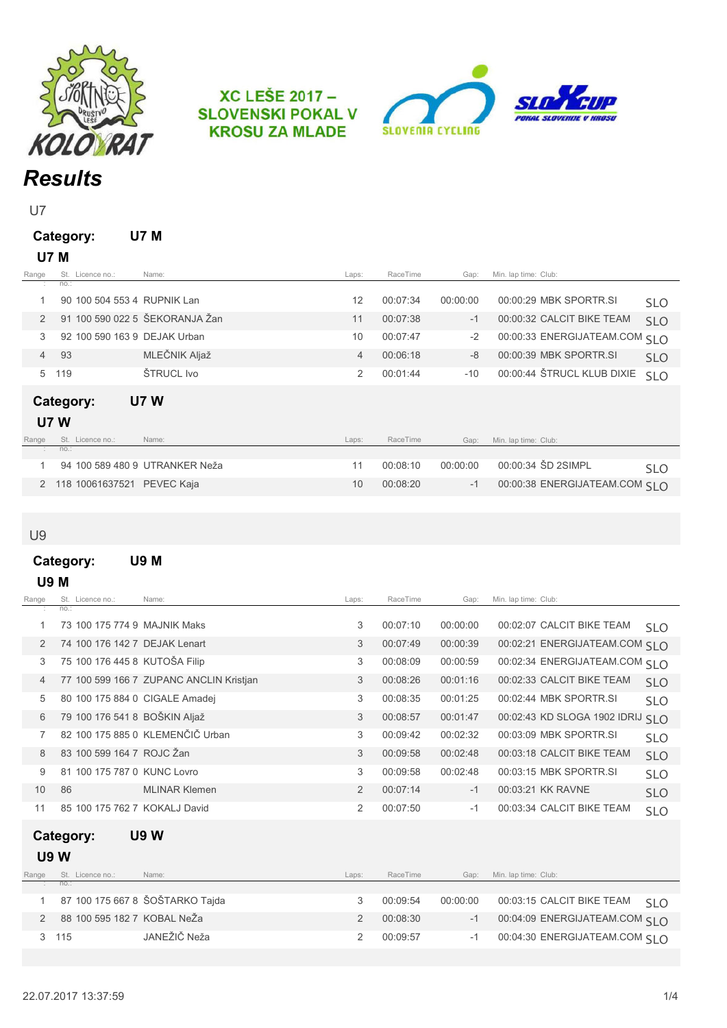XC LEŠE 2017 – SLOVENSKI POKAL V KROSU ZA MLADE

# *Results*

U7

## Category: U7 M

### U7 M

| Range | St. no. | Licence no.: | Name: | Laps: | RaceTime | Gap: | Min. lap time: | Club: | |
|---|---|---|---|---|---|---|---|---|---|
| 1 | 90 | 100 504 553 4 | RUPNIK Lan | 12 | 00:07:34 | 00:00:00 | 00:00:29 | MBK SPORTR.SI | SLO |
| 2 | 91 | 100 590 022 5 | ŠEKORANJA Žan | 11 | 00:07:38 | -1 | 00:00:32 | CALCIT BIKE TEAM | SLO |
| 3 | 92 | 100 590 163 9 | DEJAK Urban | 10 | 00:07:47 | -2 | 00:00:33 | ENERGIJATEAM.COM | SLO |
| 4 | 93 | | MLEČNIK Aljaž | 4 | 00:06:18 | -8 | 00:00:39 | MBK SPORTR.SI | SLO |
| 5 | 119 | | ŠTRUCL Ivo | 2 | 00:01:44 | -10 | 00:00:44 | ŠTRUCL KLUB DIXIE | SLO |

## Category: U7 W

### U7 W

| Range | St. no. | Licence no.: | Name: | Laps: | RaceTime | Gap: | Min. lap time: | Club: | |
|---|---|---|---|---|---|---|---|---|---|
| 1 | 94 | 100 589 480 9 | UTRANKER Neža | 11 | 00:08:10 | 00:00:00 | 00:00:34 | ŠD 2SIMPL | SLO |
| 2 | 118 | 10061637521 | PEVEC Kaja | 10 | 00:08:20 | -1 | 00:00:38 | ENERGIJATEAM.COM | SLO |

U9

## Category: U9 M

### U9 M

| Range | St. no. | Licence no.: | Name: | Laps: | RaceTime | Gap: | Min. lap time: | Club: | |
|---|---|---|---|---|---|---|---|---|---|
| 1 | 73 | 100 175 774 9 | MAJNIK Maks | 3 | 00:07:10 | 00:00:00 | 00:02:07 | CALCIT BIKE TEAM | SLO |
| 2 | 74 | 100 176 142 7 | DEJAK Lenart | 3 | 00:07:49 | 00:00:39 | 00:02:21 | ENERGIJATEAM.COM | SLO |
| 3 | 75 | 100 176 445 8 | KUTOŠA Filip | 3 | 00:08:09 | 00:00:59 | 00:02:34 | ENERGIJATEAM.COM | SLO |
| 4 | 77 | 100 599 166 7 | ZUPANC ANCLIN Kristjan | 3 | 00:08:26 | 00:01:16 | 00:02:33 | CALCIT BIKE TEAM | SLO |
| 5 | 80 | 100 175 884 0 | CIGALE Amadej | 3 | 00:08:35 | 00:01:25 | 00:02:44 | MBK SPORTR.SI | SLO |
| 6 | 79 | 100 176 541 8 | BOŠKIN Aljaž | 3 | 00:08:57 | 00:01:47 | 00:02:43 | KD SLOGA 1902 IDRIJ | SLO |
| 7 | 82 | 100 175 885 0 | KLEMENČIČ Urban | 3 | 00:09:42 | 00:02:32 | 00:03:09 | MBK SPORTR.SI | SLO |
| 8 | 83 | 100 599 164 7 | ROJC Žan | 3 | 00:09:58 | 00:02:48 | 00:03:18 | CALCIT BIKE TEAM | SLO |
| 9 | 81 | 100 175 787 0 | KUNC Lovro | 3 | 00:09:58 | 00:02:48 | 00:03:15 | MBK SPORTR.SI | SLO |
| 10 | 86 | | MLINAR Klemen | 2 | 00:07:14 | -1 | 00:03:21 | KK RAVNE | SLO |
| 11 | 85 | 100 175 762 7 | KOKALJ David | 2 | 00:07:50 | -1 | 00:03:34 | CALCIT BIKE TEAM | SLO |

## Category: U9 W

### U9 W

| Range | St. no. | Licence no.: | Name: | Laps: | RaceTime | Gap: | Min. lap time: | Club: | |
|---|---|---|---|---|---|---|---|---|---|
| 1 | 87 | 100 175 667 8 | ŠOŠTARKO Tajda | 3 | 00:09:54 | 00:00:00 | 00:03:15 | CALCIT BIKE TEAM | SLO |
| 2 | 88 | 100 595 182 7 | KOBAL NeŽa | 2 | 00:08:30 | -1 | 00:04:09 | ENERGIJATEAM.COM | SLO |
| 3 | 115 | | JANEŽIČ Neža | 2 | 00:09:57 | -1 | 00:04:30 | ENERGIJATEAM.COM | SLO |

22.07.2017 13:37:59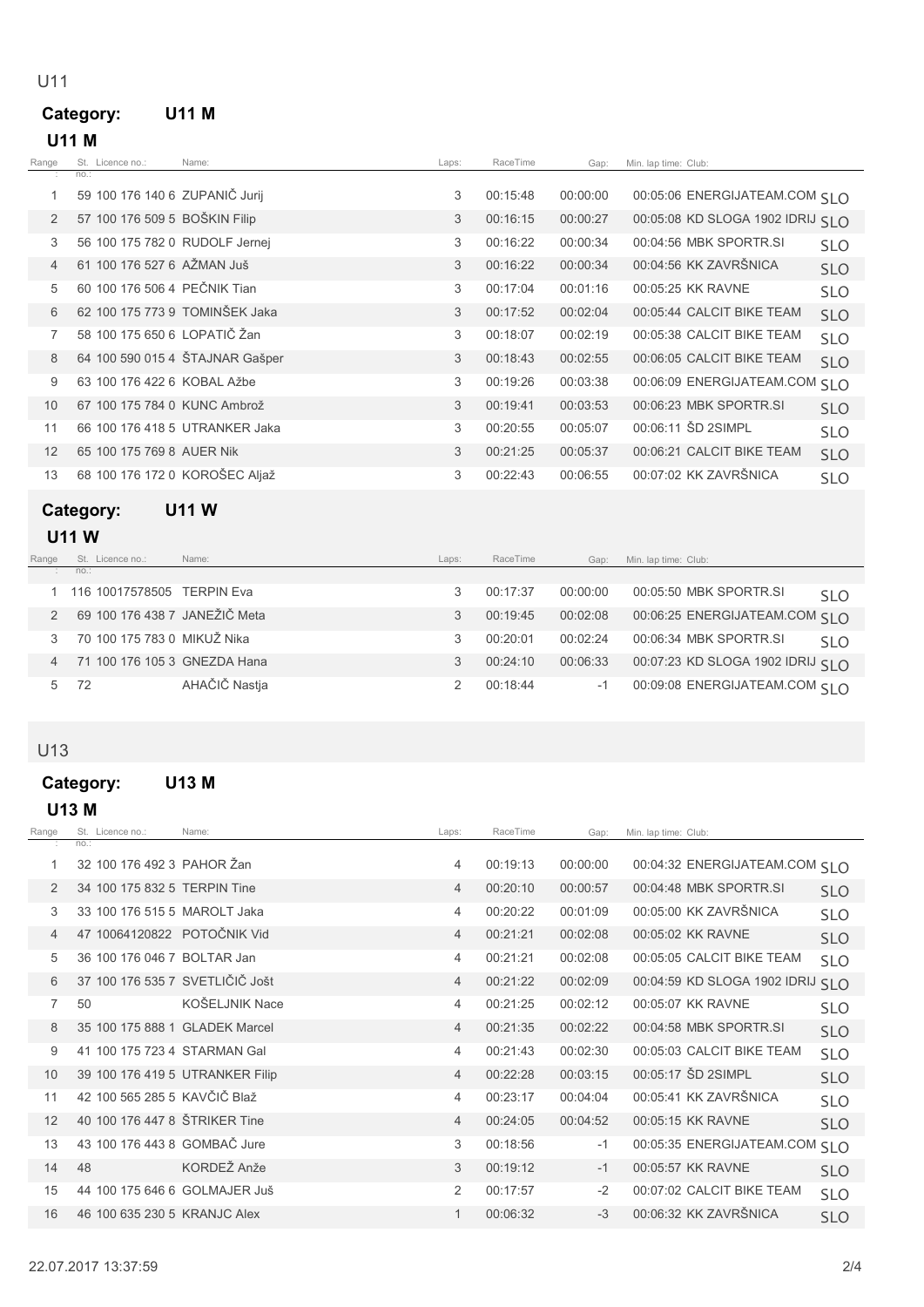## U11

**Category: U11 M**

### U11 M

| Range: | St. no.: | Licence no.: | Name: | Laps: | RaceTime | Gap: | Min. lap time: | Club: | |
|---|---|---|---|---|---|---|---|---|---|
| 1 | 59 | 100 176 140 6 | ZUPANIČ Jurij | 3 | 00:15:48 | 00:00:00 | 00:05:06 | ENERGIJATEAM.COM | SLO |
| 2 | 57 | 100 176 509 5 | BOŠKIN Filip | 3 | 00:16:15 | 00:00:27 | 00:05:08 | KD SLOGA 1902 IDRIJ | SLO |
| 3 | 56 | 100 175 782 0 | RUDOLF Jernej | 3 | 00:16:22 | 00:00:34 | 00:04:56 | MBK SPORTR.SI | SLO |
| 4 | 61 | 100 176 527 6 | AŽMAN Juš | 3 | 00:16:22 | 00:00:34 | 00:04:56 | KK ZAVRŠNICA | SLO |
| 5 | 60 | 100 176 506 4 | PEČNIK Tian | 3 | 00:17:04 | 00:01:16 | 00:05:25 | KK RAVNE | SLO |
| 6 | 62 | 100 175 773 9 | TOMINŠEK Jaka | 3 | 00:17:52 | 00:02:04 | 00:05:44 | CALCIT BIKE TEAM | SLO |
| 7 | 58 | 100 175 650 6 | LOPATIČ Žan | 3 | 00:18:07 | 00:02:19 | 00:05:38 | CALCIT BIKE TEAM | SLO |
| 8 | 64 | 100 590 015 4 | ŠTAJNAR Gašper | 3 | 00:18:43 | 00:02:55 | 00:06:05 | CALCIT BIKE TEAM | SLO |
| 9 | 63 | 100 176 422 6 | KOBAL Ažbe | 3 | 00:19:26 | 00:03:38 | 00:06:09 | ENERGIJATEAM.COM | SLO |
| 10 | 67 | 100 175 784 0 | KUNC Ambrož | 3 | 00:19:41 | 00:03:53 | 00:06:23 | MBK SPORTR.SI | SLO |
| 11 | 66 | 100 176 418 5 | UTRANKER Jaka | 3 | 00:20:55 | 00:05:07 | 00:06:11 | ŠD 2SIMPL | SLO |
| 12 | 65 | 100 175 769 8 | AUER Nik | 3 | 00:21:25 | 00:05:37 | 00:06:21 | CALCIT BIKE TEAM | SLO |
| 13 | 68 | 100 176 172 0 | KOROŠEC Aljaž | 3 | 00:22:43 | 00:06:55 | 00:07:02 | KK ZAVRŠNICA | SLO |

**Category: U11 W**

### U11 W

| Range: | St. no.: | Licence no.: | Name: | Laps: | RaceTime | Gap: | Min. lap time: | Club: | |
|---|---|---|---|---|---|---|---|---|---|
| 1 | 116 | 10017578505 | TERPIN Eva | 3 | 00:17:37 | 00:00:00 | 00:05:50 | MBK SPORTR.SI | SLO |
| 2 | 69 | 100 176 438 7 | JANEŽIČ Meta | 3 | 00:19:45 | 00:02:08 | 00:06:25 | ENERGIJATEAM.COM | SLO |
| 3 | 70 | 100 175 783 0 | MIKUŽ Nika | 3 | 00:20:01 | 00:02:24 | 00:06:34 | MBK SPORTR.SI | SLO |
| 4 | 71 | 100 176 105 3 | GNEZDA Hana | 3 | 00:24:10 | 00:06:33 | 00:07:23 | KD SLOGA 1902 IDRIJ | SLO |
| 5 | 72 | | AHAČIČ Nastja | 2 | 00:18:44 | -1 | 00:09:08 | ENERGIJATEAM.COM | SLO |

## U13

**Category: U13 M**

### U13 M

| Range: | St. no.: | Licence no.: | Name: | Laps: | RaceTime | Gap: | Min. lap time: | Club: | |
|---|---|---|---|---|---|---|---|---|---|
| 1 | 32 | 100 176 492 3 | PAHOR Žan | 4 | 00:19:13 | 00:00:00 | 00:04:32 | ENERGIJATEAM.COM | SLO |
| 2 | 34 | 100 175 832 5 | TERPIN Tine | 4 | 00:20:10 | 00:00:57 | 00:04:48 | MBK SPORTR.SI | SLO |
| 3 | 33 | 100 176 515 5 | MAROLT Jaka | 4 | 00:20:22 | 00:01:09 | 00:05:00 | KK ZAVRŠNICA | SLO |
| 4 | 47 | 10064120822 | POTOČNIK Vid | 4 | 00:21:21 | 00:02:08 | 00:05:02 | KK RAVNE | SLO |
| 5 | 36 | 100 176 046 7 | BOLTAR Jan | 4 | 00:21:21 | 00:02:08 | 00:05:05 | CALCIT BIKE TEAM | SLO |
| 6 | 37 | 100 176 535 7 | SVETLIČIČ Jošt | 4 | 00:21:22 | 00:02:09 | 00:04:59 | KD SLOGA 1902 IDRIJ | SLO |
| 7 | 50 | | KOŠELJNIK Nace | 4 | 00:21:25 | 00:02:12 | 00:05:07 | KK RAVNE | SLO |
| 8 | 35 | 100 175 888 1 | GLADEK Marcel | 4 | 00:21:35 | 00:02:22 | 00:04:58 | MBK SPORTR.SI | SLO |
| 9 | 41 | 100 175 723 4 | STARMAN Gal | 4 | 00:21:43 | 00:02:30 | 00:05:03 | CALCIT BIKE TEAM | SLO |
| 10 | 39 | 100 176 419 5 | UTRANKER Filip | 4 | 00:22:28 | 00:03:15 | 00:05:17 | ŠD 2SIMPL | SLO |
| 11 | 42 | 100 565 285 5 | KAVČIČ Blaž | 4 | 00:23:17 | 00:04:04 | 00:05:41 | KK ZAVRŠNICA | SLO |
| 12 | 40 | 100 176 447 8 | ŠTRIKER Tine | 4 | 00:24:05 | 00:04:52 | 00:05:15 | KK RAVNE | SLO |
| 13 | 43 | 100 176 443 8 | GOMBAČ Jure | 3 | 00:18:56 | -1 | 00:05:35 | ENERGIJATEAM.COM | SLO |
| 14 | 48 | | KORDEŽ Anže | 3 | 00:19:12 | -1 | 00:05:57 | KK RAVNE | SLO |
| 15 | 44 | 100 175 646 6 | GOLMAJER Juš | 2 | 00:17:57 | -2 | 00:07:02 | CALCIT BIKE TEAM | SLO |
| 16 | 46 | 100 635 230 5 | KRANJC Alex | 1 | 00:06:32 | -3 | 00:06:32 | KK ZAVRŠNICA | SLO |

22.07.2017 13:37:59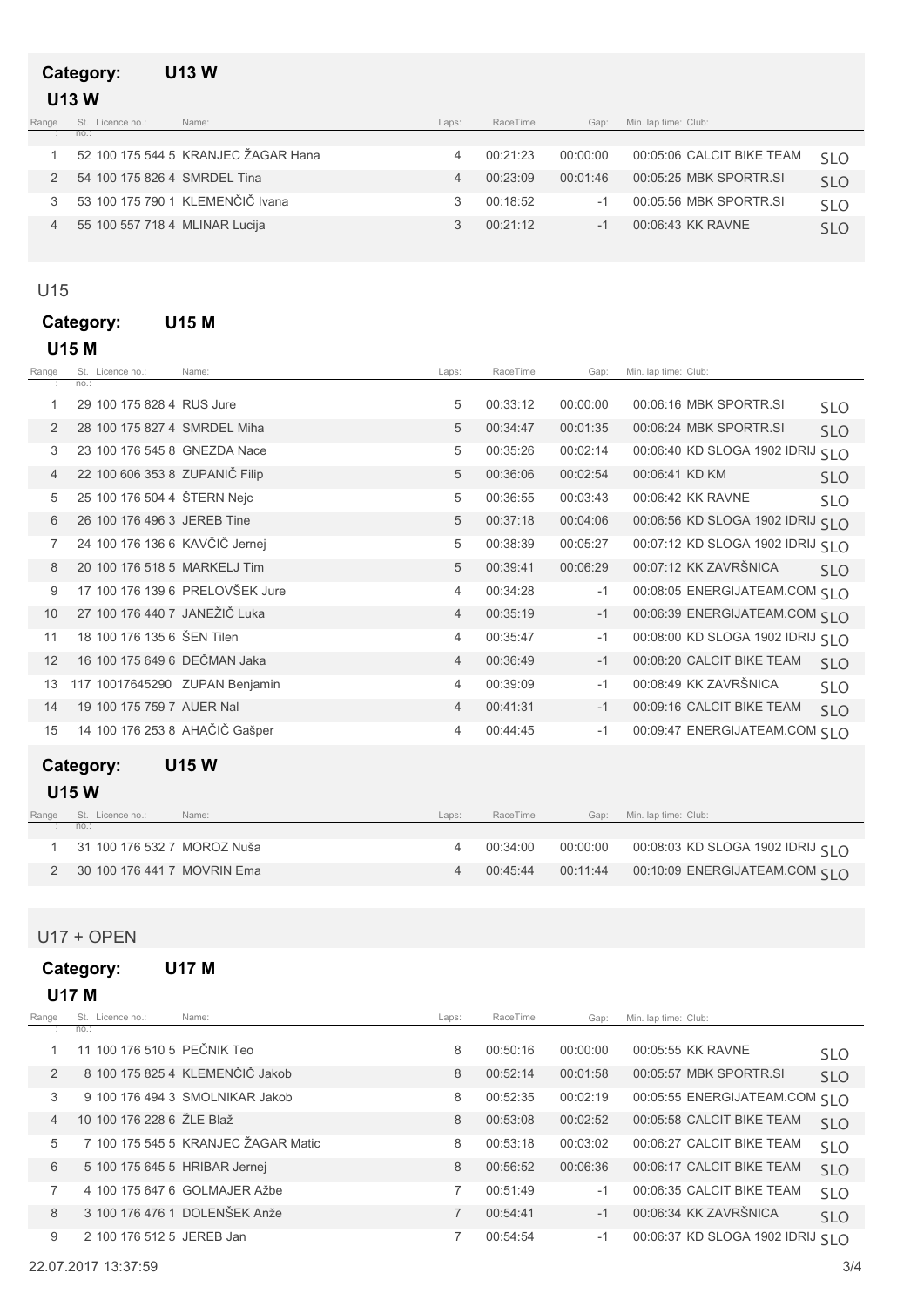## Category: U13 W

### U13 W

| Range | St. no. | Licence no.: | Name: | Laps: | RaceTime | Gap: | Min. lap time: | Club: | |
|---|---|---|---|---|---|---|---|---|---|
| 1 | 52 | 100 175 544 5 | KRANJEC ŽAGAR Hana | 4 | 00:21:23 | 00:00:00 | 00:05:06 | CALCIT BIKE TEAM | SLO |
| 2 | 54 | 100 175 826 4 | SMRDEL Tina | 4 | 00:23:09 | 00:01:46 | 00:05:25 | MBK SPORTR.SI | SLO |
| 3 | 53 | 100 175 790 1 | KLEMENČIČ Ivana | 3 | 00:18:52 | -1 | 00:05:56 | MBK SPORTR.SI | SLO |
| 4 | 55 | 100 557 718 4 | MLINAR Lucija | 3 | 00:21:12 | -1 | 00:06:43 | KK RAVNE | SLO |

# U15

## Category: U15 M

### U15 M

| Range | St. no. | Licence no.: | Name: | Laps: | RaceTime | Gap: | Min. lap time: | Club: | |
|---|---|---|---|---|---|---|---|---|---|
| 1 | 29 | 100 175 828 4 | RUS Jure | 5 | 00:33:12 | 00:00:00 | 00:06:16 | MBK SPORTR.SI | SLO |
| 2 | 28 | 100 175 827 4 | SMRDEL Miha | 5 | 00:34:47 | 00:01:35 | 00:06:24 | MBK SPORTR.SI | SLO |
| 3 | 23 | 100 176 545 8 | GNEZDA Nace | 5 | 00:35:26 | 00:02:14 | 00:06:40 | KD SLOGA 1902 IDRIJ | SLO |
| 4 | 22 | 100 606 353 8 | ZUPANIČ Filip | 5 | 00:36:06 | 00:02:54 | 00:06:41 | KD KM | SLO |
| 5 | 25 | 100 176 504 4 | ŠTERN Nejc | 5 | 00:36:55 | 00:03:43 | 00:06:42 | KK RAVNE | SLO |
| 6 | 26 | 100 176 496 3 | JEREB Tine | 5 | 00:37:18 | 00:04:06 | 00:06:56 | KD SLOGA 1902 IDRIJ | SLO |
| 7 | 24 | 100 176 136 6 | KAVČIČ Jernej | 5 | 00:38:39 | 00:05:27 | 00:07:12 | KD SLOGA 1902 IDRIJ | SLO |
| 8 | 20 | 100 176 518 5 | MARKELJ Tim | 5 | 00:39:41 | 00:06:29 | 00:07:12 | KK ZAVRŠNICA | SLO |
| 9 | 17 | 100 176 139 6 | PRELOVŠEK Jure | 4 | 00:34:28 | -1 | 00:08:05 | ENERGIJATEAM.COM | SLO |
| 10 | 27 | 100 176 440 7 | JANEŽIČ Luka | 4 | 00:35:19 | -1 | 00:06:39 | ENERGIJATEAM.COM | SLO |
| 11 | 18 | 100 176 135 6 | ŠEN Tilen | 4 | 00:35:47 | -1 | 00:08:00 | KD SLOGA 1902 IDRIJ | SLO |
| 12 | 16 | 100 175 649 6 | DEČMAN Jaka | 4 | 00:36:49 | -1 | 00:08:20 | CALCIT BIKE TEAM | SLO |
| 13 | 117 | 10017645290 | ZUPAN Benjamin | 4 | 00:39:09 | -1 | 00:08:49 | KK ZAVRŠNICA | SLO |
| 14 | 19 | 100 175 759 7 | AUER Nal | 4 | 00:41:31 | -1 | 00:09:16 | CALCIT BIKE TEAM | SLO |
| 15 | 14 | 100 176 253 8 | AHAČIČ Gašper | 4 | 00:44:45 | -1 | 00:09:47 | ENERGIJATEAM.COM | SLO |

## Category: U15 W

### U15 W

| Range | St. no. | Licence no.: | Name: | Laps: | RaceTime | Gap: | Min. lap time: | Club: | |
|---|---|---|---|---|---|---|---|---|---|
| 1 | 31 | 100 176 532 7 | MOROZ Nuša | 4 | 00:34:00 | 00:00:00 | 00:08:03 | KD SLOGA 1902 IDRIJ | SLO |
| 2 | 30 | 100 176 441 7 | MOVRIN Ema | 4 | 00:45:44 | 00:11:44 | 00:10:09 | ENERGIJATEAM.COM | SLO |

# U17 + OPEN

## Category: U17 M

### U17 M

| Range | St. no. | Licence no.: | Name: | Laps: | RaceTime | Gap: | Min. lap time: | Club: | |
|---|---|---|---|---|---|---|---|---|---|
| 1 | 11 | 100 176 510 5 | PEČNIK Teo | 8 | 00:50:16 | 00:00:00 | 00:05:55 | KK RAVNE | SLO |
| 2 | 8 | 100 175 825 4 | KLEMENČIČ Jakob | 8 | 00:52:14 | 00:01:58 | 00:05:57 | MBK SPORTR.SI | SLO |
| 3 | 9 | 100 176 494 3 | SMOLNIKAR Jakob | 8 | 00:52:35 | 00:02:19 | 00:05:55 | ENERGIJATEAM.COM | SLO |
| 4 | 10 | 100 176 228 6 | ŽLE Blaž | 8 | 00:53:08 | 00:02:52 | 00:05:58 | CALCIT BIKE TEAM | SLO |
| 5 | 7 | 100 175 545 5 | KRANJEC ŽAGAR Matic | 8 | 00:53:18 | 00:03:02 | 00:06:27 | CALCIT BIKE TEAM | SLO |
| 6 | 5 | 100 175 645 5 | HRIBAR Jernej | 8 | 00:56:52 | 00:06:36 | 00:06:17 | CALCIT BIKE TEAM | SLO |
| 7 | 4 | 100 175 647 6 | GOLMAJER Ažbe | 7 | 00:51:49 | -1 | 00:06:35 | CALCIT BIKE TEAM | SLO |
| 8 | 3 | 100 176 476 1 | DOLENŠEK Anže | 7 | 00:54:41 | -1 | 00:06:34 | KK ZAVRŠNICA | SLO |
| 9 | 2 | 100 176 512 5 | JEREB Jan | 7 | 00:54:54 | -1 | 00:06:37 | KD SLOGA 1902 IDRIJ | SLO |

22.07.2017 13:37:59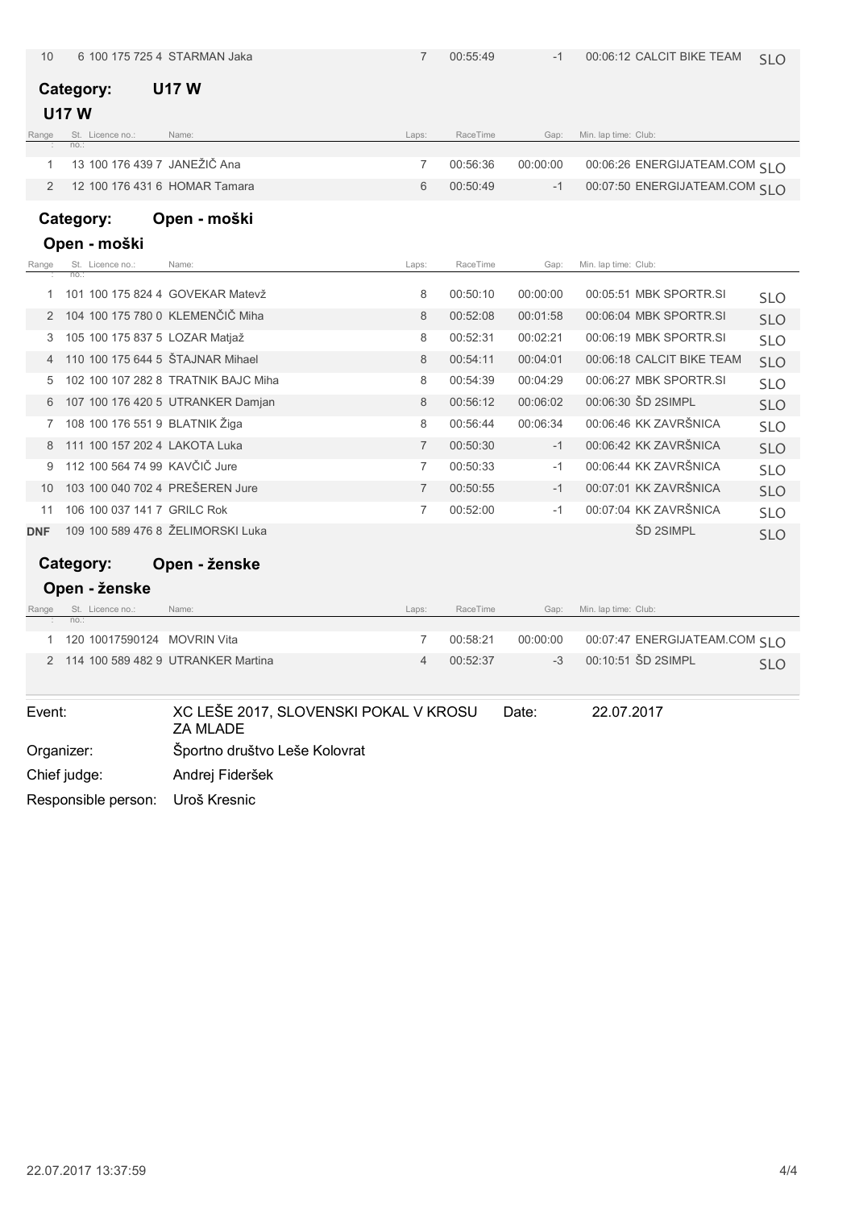| Range | St. no. | Licence no. | Name: | Laps: | RaceTime | Gap: | Min. lap time: | Club: | |
|---|---|---|---|---|---|---|---|---|---|
| 10 | 6 | 100 175 725 4 | STARMAN Jaka | 7 | 00:55:49 | -1 | 00:06:12 | CALCIT BIKE TEAM | SLO |

## Category: U17 W

### U17 W

| Range | St. no. | Licence no. | Name: | Laps: | RaceTime | Gap: | Min. lap time: | Club: | |
|---|---|---|---|---|---|---|---|---|---|
| 1 | 13 | 100 176 439 7 | JANEŽIČ Ana | 7 | 00:56:36 | 00:00:00 | 00:06:26 | ENERGIJATEAM.COM | SLO |
| 2 | 12 | 100 176 431 6 | HOMAR Tamara | 6 | 00:50:49 | -1 | 00:07:50 | ENERGIJATEAM.COM | SLO |

## Category: Open - moški

### Open - moški

| Range | St. no. | Licence no. | Name: | Laps: | RaceTime | Gap: | Min. lap time: | Club: | |
|---|---|---|---|---|---|---|---|---|---|
| 1 | 101 | 100 175 824 4 | GOVEKAR Matevž | 8 | 00:50:10 | 00:00:00 | 00:05:51 | MBK SPORTR.SI | SLO |
| 2 | 104 | 100 175 780 0 | KLEMENČIČ Miha | 8 | 00:52:08 | 00:01:58 | 00:06:04 | MBK SPORTR.SI | SLO |
| 3 | 105 | 100 175 837 5 | LOZAR Matjaž | 8 | 00:52:31 | 00:02:21 | 00:06:19 | MBK SPORTR.SI | SLO |
| 4 | 110 | 100 175 644 5 | ŠTAJNAR Mihael | 8 | 00:54:11 | 00:04:01 | 00:06:18 | CALCIT BIKE TEAM | SLO |
| 5 | 102 | 100 107 282 8 | TRATNIK BAJC Miha | 8 | 00:54:39 | 00:04:29 | 00:06:27 | MBK SPORTR.SI | SLO |
| 6 | 107 | 100 176 420 5 | UTRANKER Damjan | 8 | 00:56:12 | 00:06:02 | 00:06:30 | ŠD 2SIMPL | SLO |
| 7 | 108 | 100 176 551 9 | BLATNIK Žiga | 8 | 00:56:44 | 00:06:34 | 00:06:46 | KK ZAVRŠNICA | SLO |
| 8 | 111 | 100 157 202 4 | LAKOTA Luka | 7 | 00:50:30 | -1 | 00:06:42 | KK ZAVRŠNICA | SLO |
| 9 | 112 | 100 564 74 99 | KAVČIČ Jure | 7 | 00:50:33 | -1 | 00:06:44 | KK ZAVRŠNICA | SLO |
| 10 | 103 | 100 040 702 4 | PREŠEREN Jure | 7 | 00:50:55 | -1 | 00:07:01 | KK ZAVRŠNICA | SLO |
| 11 | 106 | 100 037 141 7 | GRILC Rok | 7 | 00:52:00 | -1 | 00:07:04 | KK ZAVRŠNICA | SLO |
| DNF | 109 | 100 589 476 8 | ŽELIMORSKI Luka | | | | | ŠD 2SIMPL | SLO |

## Category: Open - ženske

### Open - ženske

| Range | St. no. | Licence no. | Name: | Laps: | RaceTime | Gap: | Min. lap time: | Club: | |
|---|---|---|---|---|---|---|---|---|---|
| 1 | 120 | 10017590124 | MOVRIN Vita | 7 | 00:58:21 | 00:00:00 | 00:07:47 | ENERGIJATEAM.COM | SLO |
| 2 | 114 | 100 589 482 9 | UTRANKER Martina | 4 | 00:52:37 | -3 | 00:10:51 | ŠD 2SIMPL | SLO |

Event: XC LEŠE 2017, SLOVENSKI POKAL V KROSU ZA MLADE

Date: 22.07.2017

Organizer: Športno društvo Leše Kolovrat

Chief judge: Andrej Fideršek

Responsible person: Uroš Kresnic

22.07.2017 13:37:59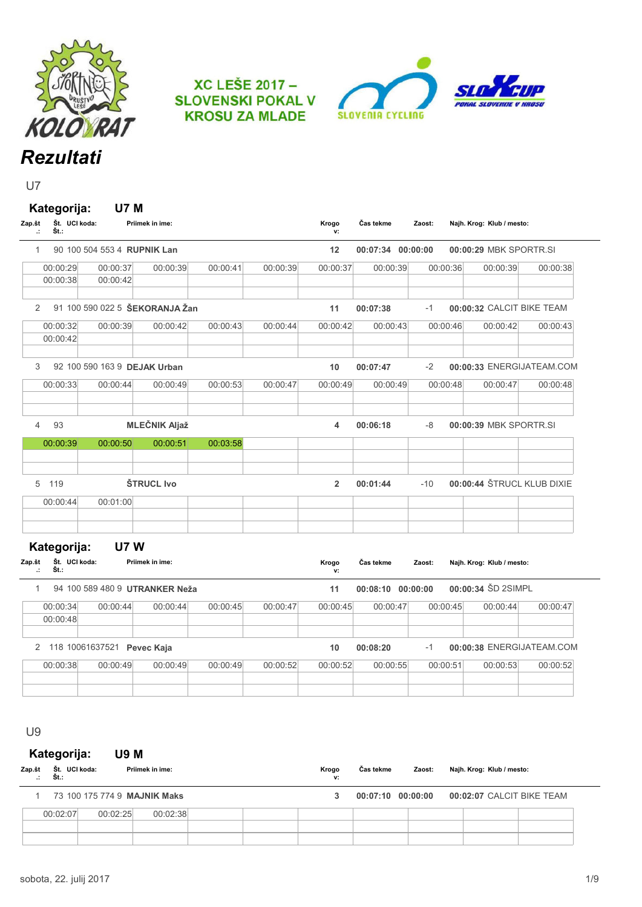XC LEŠE 2017 – SLOVENSKI POKAL V KROSU ZA MLADE

# Rezultati

## U7

### Kategorija: U7 M

| Zap.št.: | Št. | UCI koda: | Priimek in ime: | Krogov: | Čas tekme | Zaost: | Najh. Krog: | Klub / mesto: |
|---|---|---|---|---|---|---|---|---|
| 1 | 90 | 100 504 553 4 | **RUPNIK Lan** | 12 | 00:07:34 | 00:00:00 | 00:00:29 | MBK SPORTR.SI |
| 2 | 91 | 100 590 022 5 | **ŠEKORANJA Žan** | 11 | 00:07:38 | -1 | 00:00:32 | CALCIT BIKE TEAM |
| 3 | 92 | 100 590 163 9 | **DEJAK Urban** | 10 | 00:07:47 | -2 | 00:00:33 | ENERGIJATEAM.COM |
| 4 | 93 | | **MLEČNIK Aljaž** | 4 | 00:06:18 | -8 | 00:00:39 | MBK SPORTR.SI |
| 5 | 119 | | **ŠTRUCL Ivo** | 2 | 00:01:44 | -10 | 00:00:44 | ŠTRUCL KLUB DIXIE |

Časi krogov:

| Zap.št. | 1 | 2 | 3 | 4 | 5 | 6 | 7 | 8 | 9 | 10 | 11 | 12 |
|---|---|---|---|---|---|---|---|---|---|---|---|---|
| 1 | 00:00:29 | 00:00:37 | 00:00:39 | 00:00:41 | 00:00:39 | 00:00:37 | 00:00:39 | 00:00:36 | 00:00:39 | 00:00:38 | 00:00:38 | 00:00:42 |
| 2 | 00:00:32 | 00:00:39 | 00:00:42 | 00:00:43 | 00:00:44 | 00:00:42 | 00:00:43 | 00:00:46 | 00:00:42 | 00:00:43 | 00:00:42 | |
| 3 | 00:00:33 | 00:00:44 | 00:00:49 | 00:00:53 | 00:00:47 | 00:00:49 | 00:00:49 | 00:00:48 | 00:00:47 | 00:00:48 | | |
| 4 | 00:00:39 | 00:00:50 | 00:00:51 | 00:03:58 | | | | | | | | |
| 5 | 00:00:44 | 00:01:00 | | | | | | | | | | |

### Kategorija: U7 W

| Zap.št.: | Št. | UCI koda: | Priimek in ime: | Krogov: | Čas tekme | Zaost: | Najh. Krog: | Klub / mesto: |
|---|---|---|---|---|---|---|---|---|
| 1 | 94 | 100 589 480 9 | **UTRANKER Neža** | 11 | 00:08:10 | 00:00:00 | 00:00:34 | ŠD 2SIMPL |
| 2 | 118 | 10061637521 | **Pevec Kaja** | 10 | 00:08:20 | -1 | 00:00:38 | ENERGIJATEAM.COM |

Časi krogov:

| Zap.št. | 1 | 2 | 3 | 4 | 5 | 6 | 7 | 8 | 9 | 10 | 11 |
|---|---|---|---|---|---|---|---|---|---|---|---|
| 1 | 00:00:34 | 00:00:44 | 00:00:44 | 00:00:45 | 00:00:47 | 00:00:45 | 00:00:47 | 00:00:45 | 00:00:44 | 00:00:47 | 00:00:48 |
| 2 | 00:00:38 | 00:00:49 | 00:00:49 | 00:00:49 | 00:00:52 | 00:00:52 | 00:00:55 | 00:00:51 | 00:00:53 | 00:00:52 | |

## U9

### Kategorija: U9 M

| Zap.št.: | Št. | UCI koda: | Priimek in ime: | Krogov: | Čas tekme | Zaost: | Najh. Krog: | Klub / mesto: |
|---|---|---|---|---|---|---|---|---|
| 1 | 73 | 100 175 774 9 | **MAJNIK Maks** | 3 | 00:07:10 | 00:00:00 | 00:02:07 | CALCIT BIKE TEAM |

Časi krogov:

| Zap.št. | 1 | 2 | 3 |
|---|---|---|---|
| 1 | 00:02:07 | 00:02:25 | 00:02:38 |

sobota, 22. julij 2017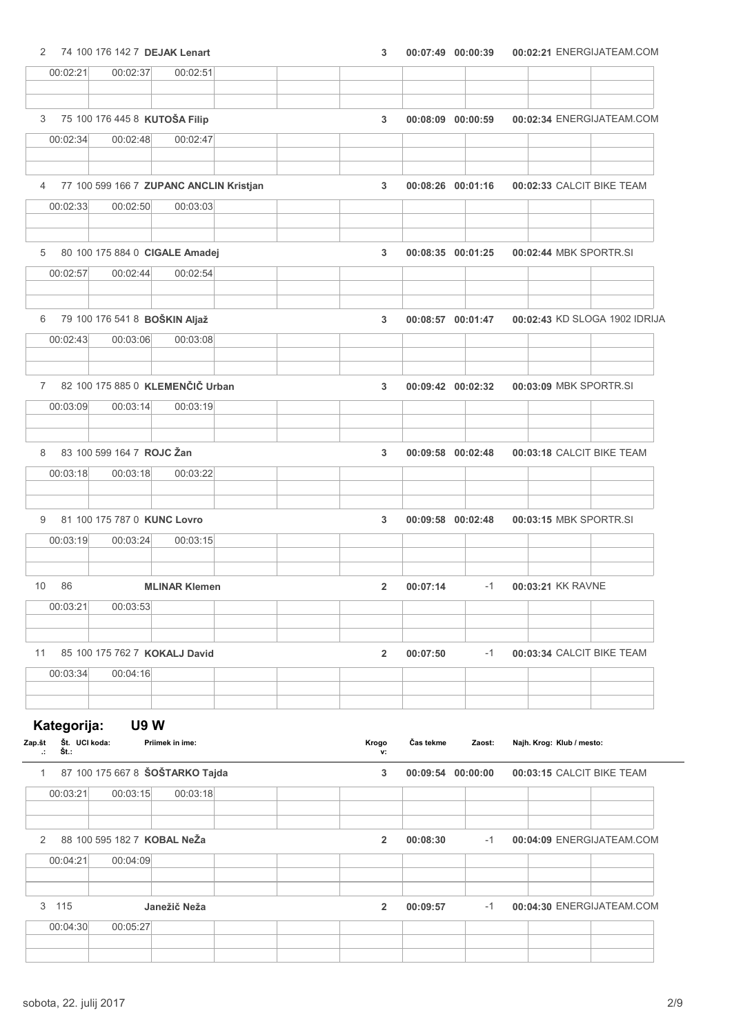| Zap.št.: | Št.: | UCI koda: | Priimek in ime: | Krogov: | Čas tekme | Zaost: | Najh. Krog: | Klub / mesto: |
|---|---|---|---|---|---|---|---|---|
| 2 | 74 | 100 176 142 7 | **DEJAK Lenart** | 3 | 00:07:49 | 00:00:39 | 00:02:21 | ENERGIJATEAM.COM |
| | 00:02:21 | 00:02:37 | 00:02:51 | | | | | |
| 3 | 75 | 100 176 445 8 | **KUTOŠA Filip** | 3 | 00:08:09 | 00:00:59 | 00:02:34 | ENERGIJATEAM.COM |
| | 00:02:34 | 00:02:48 | 00:02:47 | | | | | |
| 4 | 77 | 100 599 166 7 | **ZUPANC ANCLIN Kristjan** | 3 | 00:08:26 | 00:01:16 | 00:02:33 | CALCIT BIKE TEAM |
| | 00:02:33 | 00:02:50 | 00:03:03 | | | | | |
| 5 | 80 | 100 175 884 0 | **CIGALE Amadej** | 3 | 00:08:35 | 00:01:25 | 00:02:44 | MBK SPORTR.SI |
| | 00:02:57 | 00:02:44 | 00:02:54 | | | | | |
| 6 | 79 | 100 176 541 8 | **BOŠKIN Aljaž** | 3 | 00:08:57 | 00:01:47 | 00:02:43 | KD SLOGA 1902 IDRIJA |
| | 00:02:43 | 00:03:06 | 00:03:08 | | | | | |
| 7 | 82 | 100 175 885 0 | **KLEMENČIČ Urban** | 3 | 00:09:42 | 00:02:32 | 00:03:09 | MBK SPORTR.SI |
| | 00:03:09 | 00:03:14 | 00:03:19 | | | | | |
| 8 | 83 | 100 599 164 7 | **ROJC Žan** | 3 | 00:09:58 | 00:02:48 | 00:03:18 | CALCIT BIKE TEAM |
| | 00:03:18 | 00:03:18 | 00:03:22 | | | | | |
| 9 | 81 | 100 175 787 0 | **KUNC Lovro** | 3 | 00:09:58 | 00:02:48 | 00:03:15 | MBK SPORTR.SI |
| | 00:03:19 | 00:03:24 | 00:03:15 | | | | | |
| 10 | 86 | | **MLINAR Klemen** | 2 | 00:07:14 | -1 | 00:03:21 | KK RAVNE |
| | 00:03:21 | 00:03:53 | | | | | | |
| 11 | 85 | 100 175 762 7 | **KOKALJ David** | 2 | 00:07:50 | -1 | 00:03:34 | CALCIT BIKE TEAM |
| | 00:03:34 | 00:04:16 | | | | | | |

## Kategorija: U9 W

| Zap.št.: | Št.: | UCI koda: | Priimek in ime: | Krogov: | Čas tekme | Zaost: | Najh. Krog: | Klub / mesto: |
|---|---|---|---|---|---|---|---|---|
| 1 | 87 | 100 175 667 8 | **ŠOŠTARKO Tajda** | 3 | 00:09:54 | 00:00:00 | 00:03:15 | CALCIT BIKE TEAM |
| | 00:03:21 | 00:03:15 | 00:03:18 | | | | | |
| 2 | 88 | 100 595 182 7 | **KOBAL NeŽa** | 2 | 00:08:30 | -1 | 00:04:09 | ENERGIJATEAM.COM |
| | 00:04:21 | 00:04:09 | | | | | | |
| 3 | 115 | | **Janežič Neža** | 2 | 00:09:57 | -1 | 00:04:30 | ENERGIJATEAM.COM |
| | 00:04:30 | 00:05:27 | | | | | | |

sobota, 22. julij 2017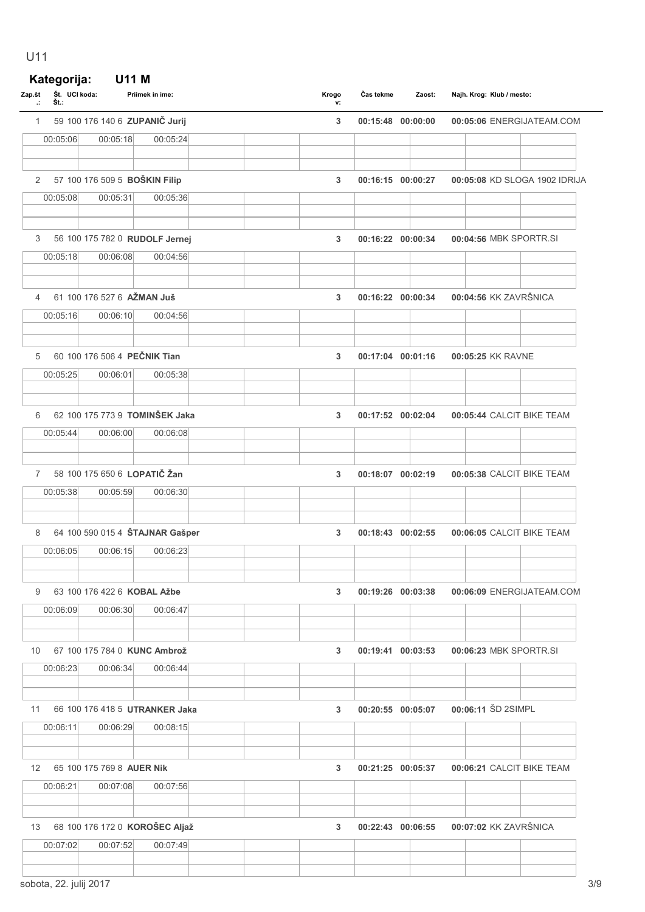U11

## Kategorija: U11 M

| Zap.št.: | Št.: | UCI koda: | Priimek in ime: | Krogov: | Čas tekme | Zaost: | Najh. Krog: | Klub / mesto: |
|---|---|---|---|---|---|---|---|---|
| 1 | 59 | 100 176 140 6 | **ZUPANIČ Jurij** | 3 | **00:15:48** | **00:00:00** | **00:05:06** | ENERGIJATEAM.COM |
| | | | 00:05:06 / 00:05:18 / 00:05:24 | | | | | |
| 2 | 57 | 100 176 509 5 | **BOŠKIN Filip** | 3 | **00:16:15** | **00:00:27** | **00:05:08** | KD SLOGA 1902 IDRIJA |
| | | | 00:05:08 / 00:05:31 / 00:05:36 | | | | | |
| 3 | 56 | 100 175 782 0 | **RUDOLF Jernej** | 3 | **00:16:22** | **00:00:34** | **00:04:56** | MBK SPORTR.SI |
| | | | 00:05:18 / 00:06:08 / 00:04:56 | | | | | |
| 4 | 61 | 100 176 527 6 | **AŽMAN Juš** | 3 | **00:16:22** | **00:00:34** | **00:04:56** | KK ZAVRŠNICA |
| | | | 00:05:16 / 00:06:10 / 00:04:56 | | | | | |
| 5 | 60 | 100 176 506 4 | **PEČNIK Tian** | 3 | **00:17:04** | **00:01:16** | **00:05:25** | KK RAVNE |
| | | | 00:05:25 / 00:06:01 / 00:05:38 | | | | | |
| 6 | 62 | 100 175 773 9 | **TOMINŠEK Jaka** | 3 | **00:17:52** | **00:02:04** | **00:05:44** | CALCIT BIKE TEAM |
| | | | 00:05:44 / 00:06:00 / 00:06:08 | | | | | |
| 7 | 58 | 100 175 650 6 | **LOPATIČ Žan** | 3 | **00:18:07** | **00:02:19** | **00:05:38** | CALCIT BIKE TEAM |
| | | | 00:05:38 / 00:05:59 / 00:06:30 | | | | | |
| 8 | 64 | 100 590 015 4 | **ŠTAJNAR Gašper** | 3 | **00:18:43** | **00:02:55** | **00:06:05** | CALCIT BIKE TEAM |
| | | | 00:06:05 / 00:06:15 / 00:06:23 | | | | | |
| 9 | 63 | 100 176 422 6 | **KOBAL Ažbe** | 3 | **00:19:26** | **00:03:38** | **00:06:09** | ENERGIJATEAM.COM |
| | | | 00:06:09 / 00:06:30 / 00:06:47 | | | | | |
| 10 | 67 | 100 175 784 0 | **KUNC Ambrož** | 3 | **00:19:41** | **00:03:53** | **00:06:23** | MBK SPORTR.SI |
| | | | 00:06:23 / 00:06:34 / 00:06:44 | | | | | |
| 11 | 66 | 100 176 418 5 | **UTRANKER Jaka** | 3 | **00:20:55** | **00:05:07** | **00:06:11** | ŠD 2SIMPL |
| | | | 00:06:11 / 00:06:29 / 00:08:15 | | | | | |
| 12 | 65 | 100 175 769 8 | **AUER Nik** | 3 | **00:21:25** | **00:05:37** | **00:06:21** | CALCIT BIKE TEAM |
| | | | 00:06:21 / 00:07:08 / 00:07:56 | | | | | |
| 13 | 68 | 100 176 172 0 | **KOROŠEC Aljaž** | 3 | **00:22:43** | **00:06:55** | **00:07:02** | KK ZAVRŠNICA |
| | | | 00:07:02 / 00:07:52 / 00:07:49 | | | | | |

sobota, 22. julij 2017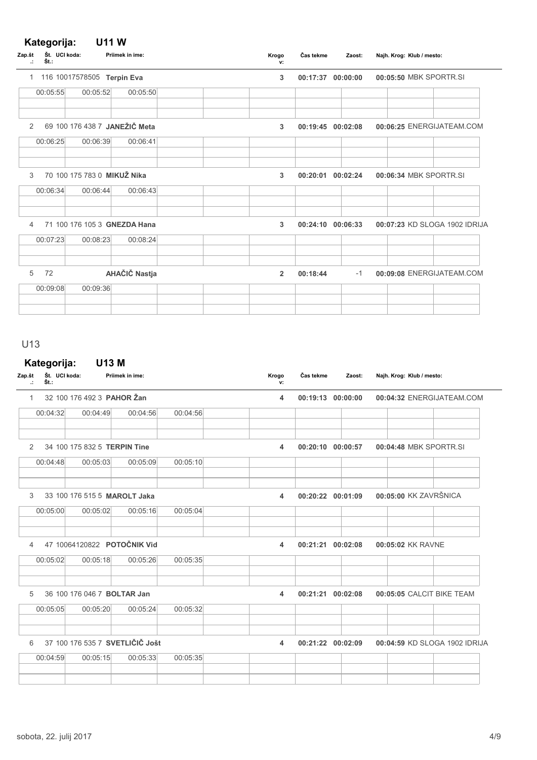## Kategorija: U11 W

| Zap.št.: | Št.: | UCI koda: | Priimek in ime: | Krogov: | Čas tekme | Zaost: | Najh. Krog: | Klub / mesto: |
|---|---|---|---|---|---|---|---|---|
| 1 | 116 | 10017578505 | Terpin Eva | 3 | 00:17:37 | 00:00:00 | 00:05:50 | MBK SPORTR.SI |
| | | | 00:05:55 / 00:05:52 / 00:05:50 | | | | | |
| 2 | 69 | 100 176 438 7 | JANEŽIČ Meta | 3 | 00:19:45 | 00:02:08 | 00:06:25 | ENERGIJATEAM.COM |
| | | | 00:06:25 / 00:06:39 / 00:06:41 | | | | | |
| 3 | 70 | 100 175 783 0 | MIKUŽ Nika | 3 | 00:20:01 | 00:02:24 | 00:06:34 | MBK SPORTR.SI |
| | | | 00:06:34 / 00:06:44 / 00:06:43 | | | | | |
| 4 | 71 | 100 176 105 3 | GNEZDA Hana | 3 | 00:24:10 | 00:06:33 | 00:07:23 | KD SLOGA 1902 IDRIJA |
| | | | 00:07:23 / 00:08:23 / 00:08:24 | | | | | |
| 5 | 72 | | AHAČIČ Nastja | 2 | 00:18:44 | -1 | 00:09:08 | ENERGIJATEAM.COM |
| | | | 00:09:08 / 00:09:36 | | | | | |

U13

## Kategorija: U13 M

| Zap.št.: | Št.: | UCI koda: | Priimek in ime: | Krogov: | Čas tekme | Zaost: | Najh. Krog: | Klub / mesto: |
|---|---|---|---|---|---|---|---|---|
| 1 | 32 | 100 176 492 3 | PAHOR Žan | 4 | 00:19:13 | 00:00:00 | 00:04:32 | ENERGIJATEAM.COM |
| | | | 00:04:32 / 00:04:49 / 00:04:56 / 00:04:56 | | | | | |
| 2 | 34 | 100 175 832 5 | TERPIN Tine | 4 | 00:20:10 | 00:00:57 | 00:04:48 | MBK SPORTR.SI |
| | | | 00:04:48 / 00:05:03 / 00:05:09 / 00:05:10 | | | | | |
| 3 | 33 | 100 176 515 5 | MAROLT Jaka | 4 | 00:20:22 | 00:01:09 | 00:05:00 | KK ZAVRŠNICA |
| | | | 00:05:00 / 00:05:02 / 00:05:16 / 00:05:04 | | | | | |
| 4 | 47 | 10064120822 | POTOČNIK Vid | 4 | 00:21:21 | 00:02:08 | 00:05:02 | KK RAVNE |
| | | | 00:05:02 / 00:05:18 / 00:05:26 / 00:05:35 | | | | | |
| 5 | 36 | 100 176 046 7 | BOLTAR Jan | 4 | 00:21:21 | 00:02:08 | 00:05:05 | CALCIT BIKE TEAM |
| | | | 00:05:05 / 00:05:20 / 00:05:24 / 00:05:32 | | | | | |
| 6 | 37 | 100 176 535 7 | SVETLIČIČ Jošt | 4 | 00:21:22 | 00:02:09 | 00:04:59 | KD SLOGA 1902 IDRIJA |
| | | | 00:04:59 / 00:05:15 / 00:05:33 / 00:05:35 | | | | | |

sobota, 22. julij 2017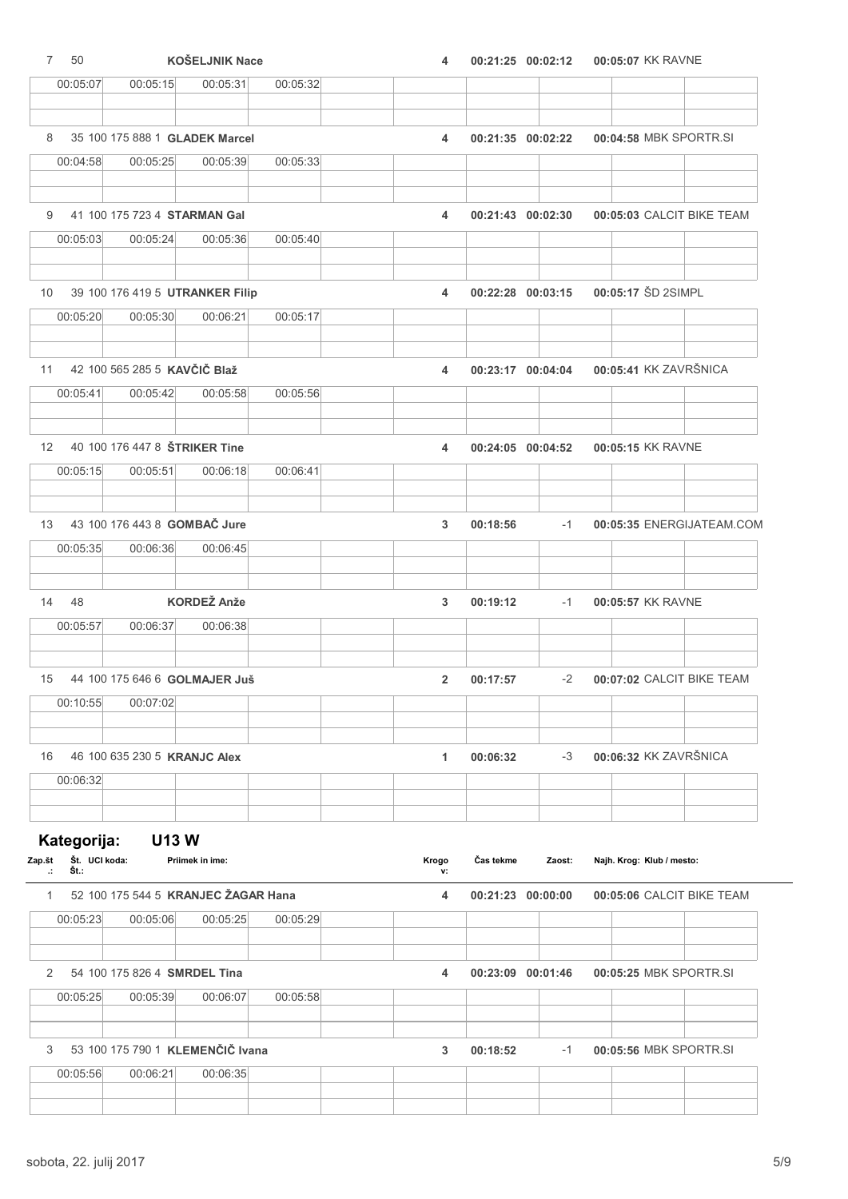| Zap.št.: | Št. | UCI koda: | Priimek in ime: | Krogov: | Čas tekme | Zaost: | Najh. Krog: | Klub / mesto: |
|---|---|---|---|---|---|---|---|---|
| 7 | 50 | | **KOŠELJNIK Nace** | 4 | **00:21:25** | **00:02:12** | **00:05:07** | KK RAVNE |
| | 00:05:07 | 00:05:15 | 00:05:31 | 00:05:32 | | | | |
| 8 | 35 | 100 175 888 1 | **GLADEK Marcel** | 4 | **00:21:35** | **00:02:22** | **00:04:58** | MBK SPORTR.SI |
| | 00:04:58 | 00:05:25 | 00:05:39 | 00:05:33 | | | | |
| 9 | 41 | 100 175 723 4 | **STARMAN Gal** | 4 | **00:21:43** | **00:02:30** | **00:05:03** | CALCIT BIKE TEAM |
| | 00:05:03 | 00:05:24 | 00:05:36 | 00:05:40 | | | | |
| 10 | 39 | 100 176 419 5 | **UTRANKER Filip** | 4 | **00:22:28** | **00:03:15** | **00:05:17** | ŠD 2SIMPL |
| | 00:05:20 | 00:05:30 | 00:06:21 | 00:05:17 | | | | |
| 11 | 42 | 100 565 285 5 | **KAVČIČ Blaž** | 4 | **00:23:17** | **00:04:04** | **00:05:41** | KK ZAVRŠNICA |
| | 00:05:41 | 00:05:42 | 00:05:58 | 00:05:56 | | | | |
| 12 | 40 | 100 176 447 8 | **ŠTRIKER Tine** | 4 | **00:24:05** | **00:04:52** | **00:05:15** | KK RAVNE |
| | 00:05:15 | 00:05:51 | 00:06:18 | 00:06:41 | | | | |
| 13 | 43 | 100 176 443 8 | **GOMBAČ Jure** | 3 | **00:18:56** | -1 | **00:05:35** | ENERGIJATEAM.COM |
| | 00:05:35 | 00:06:36 | 00:06:45 | | | | | |
| 14 | 48 | | **KORDEŽ Anže** | 3 | **00:19:12** | -1 | **00:05:57** | KK RAVNE |
| | 00:05:57 | 00:06:37 | 00:06:38 | | | | | |
| 15 | 44 | 100 175 646 6 | **GOLMAJER Juš** | 2 | **00:17:57** | -2 | **00:07:02** | CALCIT BIKE TEAM |
| | 00:10:55 | 00:07:02 | | | | | | |
| 16 | 46 | 100 635 230 5 | **KRANJC Alex** | 1 | **00:06:32** | -3 | **00:06:32** | KK ZAVRŠNICA |
| | 00:06:32 | | | | | | | |

## Kategorija: U13 W

| Zap.št.: | Št. | UCI koda: | Priimek in ime: | Krogov: | Čas tekme | Zaost: | Najh. Krog: | Klub / mesto: |
|---|---|---|---|---|---|---|---|---|
| 1 | 52 | 100 175 544 5 | **KRANJEC ŽAGAR Hana** | 4 | **00:21:23** | **00:00:00** | **00:05:06** | CALCIT BIKE TEAM |
| | 00:05:23 | 00:05:06 | 00:05:25 | 00:05:29 | | | | |
| 2 | 54 | 100 175 826 4 | **SMRDEL Tina** | 4 | **00:23:09** | **00:01:46** | **00:05:25** | MBK SPORTR.SI |
| | 00:05:25 | 00:05:39 | 00:06:07 | 00:05:58 | | | | |
| 3 | 53 | 100 175 790 1 | **KLEMENČIČ Ivana** | 3 | **00:18:52** | -1 | **00:05:56** | MBK SPORTR.SI |
| | 00:05:56 | 00:06:21 | 00:06:35 | | | | | |

sobota, 22. julij 2017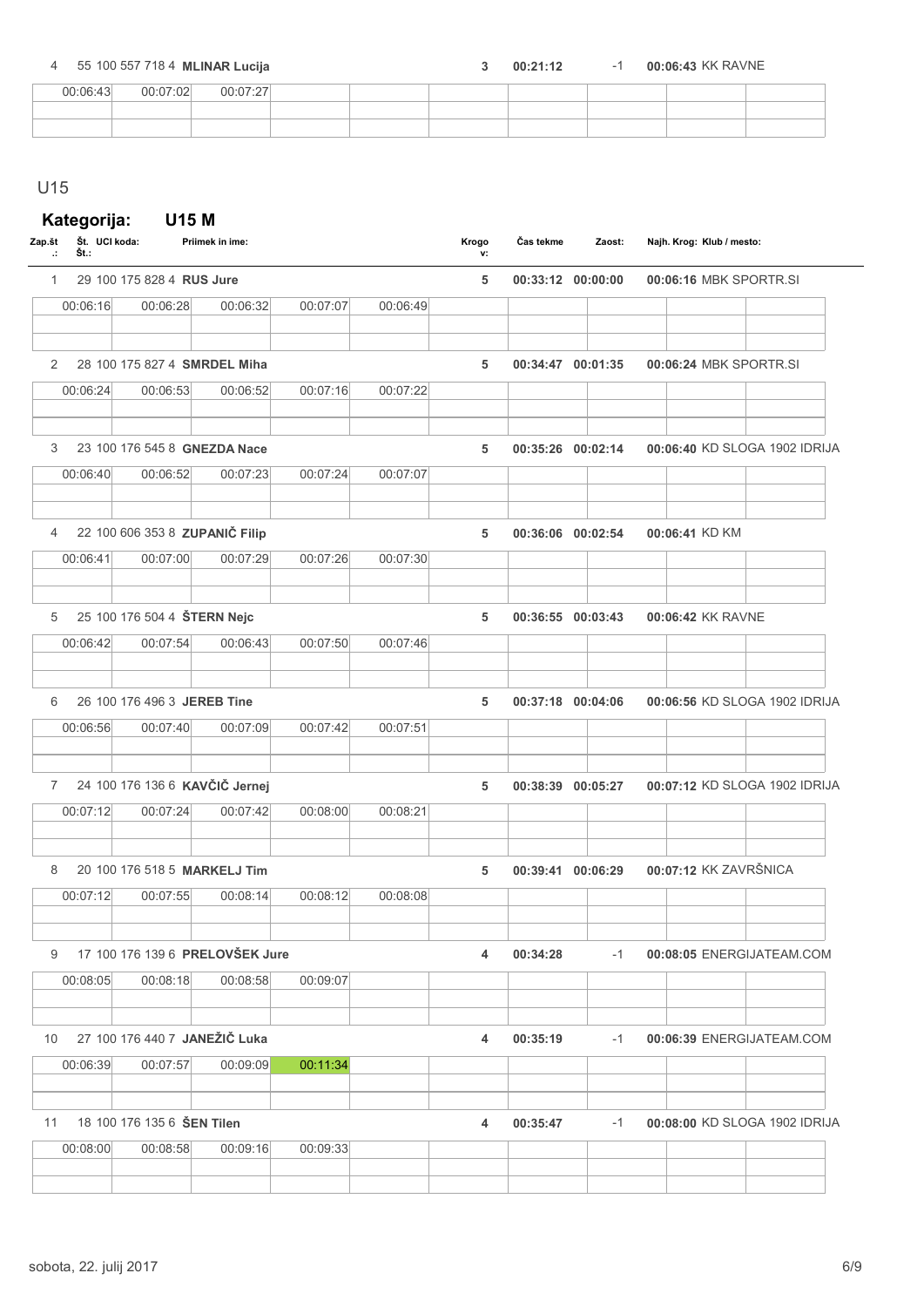| 4 | 55 100 557 718 4 **MLINAR Lucija** | | | | | **3** | **00:21:12** | -1 | **00:06:43** KK RAVNE |
|---|---|---|---|---|---|---|---|---|---|
| | 00:06:43 | 00:07:02 | 00:07:27 | | | | | | |

U15

## Kategorija: U15 M

| Zap.št.: | Št. Št.: | UCI koda: | Priimek in ime: | | | Krogov: | Čas tekme | Zaost: | Najh. Krog: | Klub / mesto: |
|---|---|---|---|---|---|---|---|---|---|---|
| 1 | 29 | 100 175 828 4 | **RUS Jure** | | | **5** | **00:33:12** | **00:00:00** | **00:06:16** | MBK SPORTR.SI |
| | 00:06:16 | 00:06:28 | 00:06:32 | 00:07:07 | 00:06:49 | | | | | |
| 2 | 28 | 100 175 827 4 | **SMRDEL Miha** | | | **5** | **00:34:47** | **00:01:35** | **00:06:24** | MBK SPORTR.SI |
| | 00:06:24 | 00:06:53 | 00:06:52 | 00:07:16 | 00:07:22 | | | | | |
| 3 | 23 | 100 176 545 8 | **GNEZDA Nace** | | | **5** | **00:35:26** | **00:02:14** | **00:06:40** | KD SLOGA 1902 IDRIJA |
| | 00:06:40 | 00:06:52 | 00:07:23 | 00:07:24 | 00:07:07 | | | | | |
| 4 | 22 | 100 606 353 8 | **ZUPANIČ Filip** | | | **5** | **00:36:06** | **00:02:54** | **00:06:41** | KD KM |
| | 00:06:41 | 00:07:00 | 00:07:29 | 00:07:26 | 00:07:30 | | | | | |
| 5 | 25 | 100 176 504 4 | **ŠTERN Nejc** | | | **5** | **00:36:55** | **00:03:43** | **00:06:42** | KK RAVNE |
| | 00:06:42 | 00:07:54 | 00:06:43 | 00:07:50 | 00:07:46 | | | | | |
| 6 | 26 | 100 176 496 3 | **JEREB Tine** | | | **5** | **00:37:18** | **00:04:06** | **00:06:56** | KD SLOGA 1902 IDRIJA |
| | 00:06:56 | 00:07:40 | 00:07:09 | 00:07:42 | 00:07:51 | | | | | |
| 7 | 24 | 100 176 136 6 | **KAVČIČ Jernej** | | | **5** | **00:38:39** | **00:05:27** | **00:07:12** | KD SLOGA 1902 IDRIJA |
| | 00:07:12 | 00:07:24 | 00:07:42 | 00:08:00 | 00:08:21 | | | | | |
| 8 | 20 | 100 176 518 5 | **MARKELJ Tim** | | | **5** | **00:39:41** | **00:06:29** | **00:07:12** | KK ZAVRŠNICA |
| | 00:07:12 | 00:07:55 | 00:08:14 | 00:08:12 | 00:08:08 | | | | | |
| 9 | 17 | 100 176 139 6 | **PRELOVŠEK Jure** | | | **4** | **00:34:28** | -1 | **00:08:05** | ENERGIJATEAM.COM |
| | 00:08:05 | 00:08:18 | 00:08:58 | 00:09:07 | | | | | | |
| 10 | 27 | 100 176 440 7 | **JANEŽIČ Luka** | | | **4** | **00:35:19** | -1 | **00:06:39** | ENERGIJATEAM.COM |
| | 00:06:39 | 00:07:57 | 00:09:09 | 00:11:34 | | | | | | |
| 11 | 18 | 100 176 135 6 | **ŠEN Tilen** | | | **4** | **00:35:47** | -1 | **00:08:00** | KD SLOGA 1902 IDRIJA |
| | 00:08:00 | 00:08:58 | 00:09:16 | 00:09:33 | | | | | | |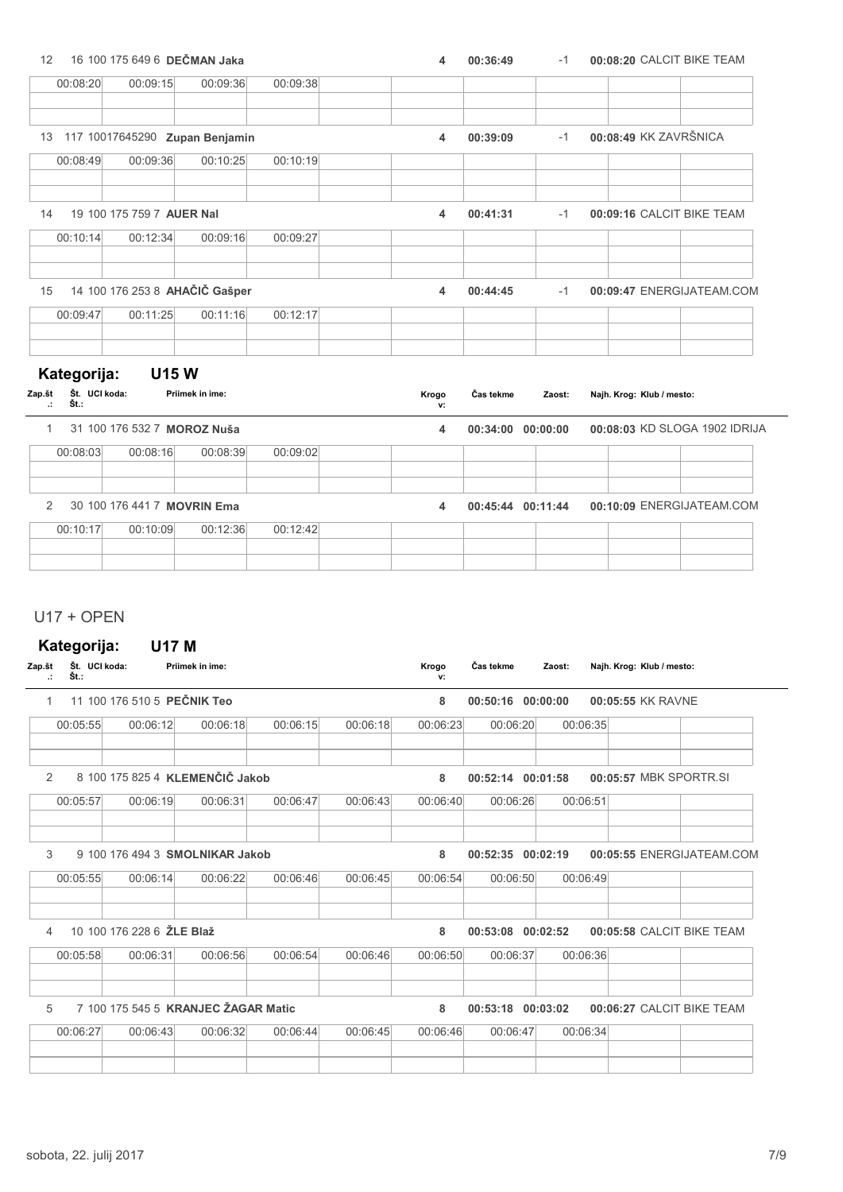| Zap.št.: | Št. Št.: | UCI koda: | Priimek in ime: | Krogov: | Čas tekme | Zaost: | Najh. Krog: | Klub / mesto: |
|---|---|---|---|---|---|---|---|---|
| 12 | 16 | 100 175 649 6 | **DEČMAN Jaka** | 4 | 00:36:49 | -1 | 00:08:20 | CALCIT BIKE TEAM |
| | | | 00:08:20 · 00:09:15 · 00:09:36 · 00:09:38 | | | | | |
| 13 | 117 | 10017645290 | **Zupan Benjamin** | 4 | 00:39:09 | -1 | 00:08:49 | KK ZAVRŠNICA |
| | | | 00:08:49 · 00:09:36 · 00:10:25 · 00:10:19 | | | | | |
| 14 | 19 | 100 175 759 7 | **AUER Nal** | 4 | 00:41:31 | -1 | 00:09:16 | CALCIT BIKE TEAM |
| | | | 00:10:14 · 00:12:34 · 00:09:16 · 00:09:27 | | | | | |
| 15 | 14 | 100 176 253 8 | **AHAČIČ Gašper** | 4 | 00:44:45 | -1 | 00:09:47 | ENERGIJATEAM.COM |
| | | | 00:09:47 · 00:11:25 · 00:11:16 · 00:12:17 | | | | | |

## Kategorija: U15 W

| Zap.št.: | Št. Št.: | UCI koda: | Priimek in ime: | Krogov: | Čas tekme | Zaost: | Najh. Krog: | Klub / mesto: |
|---|---|---|---|---|---|---|---|---|
| 1 | 31 | 100 176 532 7 | **MOROZ Nuša** | 4 | 00:34:00 | 00:00:00 | 00:08:03 | KD SLOGA 1902 IDRIJA |
| | | | 00:08:03 · 00:08:16 · 00:08:39 · 00:09:02 | | | | | |
| 2 | 30 | 100 176 441 7 | **MOVRIN Ema** | 4 | 00:45:44 | 00:11:44 | 00:10:09 | ENERGIJATEAM.COM |
| | | | 00:10:17 · 00:10:09 · 00:12:36 · 00:12:42 | | | | | |

# U17 + OPEN

## Kategorija: U17 M

| Zap.št.: | Št. Št.: | UCI koda: | Priimek in ime: | Krogov: | Čas tekme | Zaost: | Najh. Krog: | Klub / mesto: |
|---|---|---|---|---|---|---|---|---|
| 1 | 11 | 100 176 510 5 | **PEČNIK Teo** | 8 | 00:50:16 | 00:00:00 | 00:05:55 | KK RAVNE |
| | | | 00:05:55 · 00:06:12 · 00:06:18 · 00:06:15 · 00:06:18 · 00:06:23 · 00:06:20 · 00:06:35 | | | | | |
| 2 | 8 | 100 175 825 4 | **KLEMENČIČ Jakob** | 8 | 00:52:14 | 00:01:58 | 00:05:57 | MBK SPORTR.SI |
| | | | 00:05:57 · 00:06:19 · 00:06:31 · 00:06:47 · 00:06:43 · 00:06:40 · 00:06:26 · 00:06:51 | | | | | |
| 3 | 9 | 100 176 494 3 | **SMOLNIKAR Jakob** | 8 | 00:52:35 | 00:02:19 | 00:05:55 | ENERGIJATEAM.COM |
| | | | 00:05:55 · 00:06:14 · 00:06:22 · 00:06:46 · 00:06:45 · 00:06:54 · 00:06:50 · 00:06:49 | | | | | |
| 4 | 10 | 100 176 228 6 | **ŽLE Blaž** | 8 | 00:53:08 | 00:02:52 | 00:05:58 | CALCIT BIKE TEAM |
| | | | 00:05:58 · 00:06:31 · 00:06:56 · 00:06:54 · 00:06:46 · 00:06:50 · 00:06:37 · 00:06:36 | | | | | |
| 5 | 7 | 100 175 545 5 | **KRANJEC ŽAGAR Matic** | 8 | 00:53:18 | 00:03:02 | 00:06:27 | CALCIT BIKE TEAM |
| | | | 00:06:27 · 00:06:43 · 00:06:32 · 00:06:44 · 00:06:45 · 00:06:46 · 00:06:47 · 00:06:34 | | | | | |

sobota, 22. julij 2017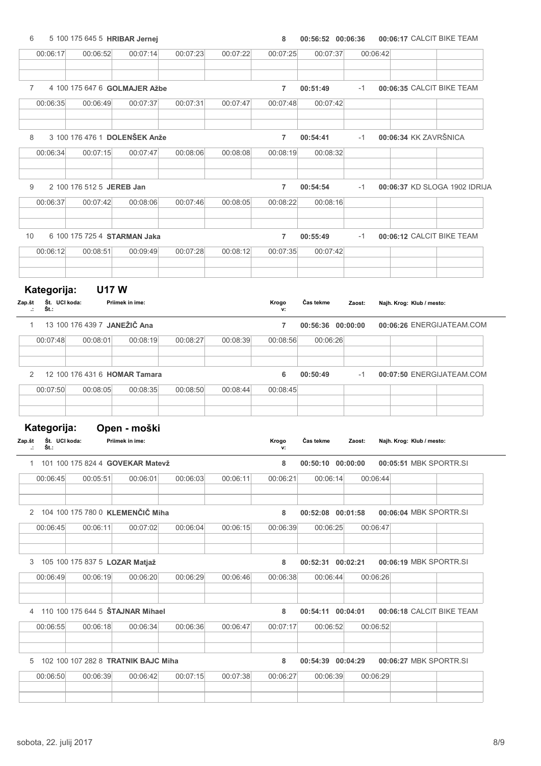| | | | | | | | | | |
|---|---|---|---|---|---|---|---|---|---|
| 6 | 5 100 175 645 5 **HRIBAR Jernej** | | | | **8** | **00:56:52** | **00:06:36** | **00:06:17** CALCIT BIKE TEAM | |
| 00:06:17 | 00:06:52 | 00:07:14 | 00:07:23 | 00:07:22 | 00:07:25 | 00:07:37 | 00:06:42 | | |
| 7 | 4 100 175 647 6 **GOLMAJER Ažbe** | | | | **7** | **00:51:49** | -1 | **00:06:35** CALCIT BIKE TEAM | |
| 00:06:35 | 00:06:49 | 00:07:37 | 00:07:31 | 00:07:47 | 00:07:48 | 00:07:42 | | | |
| 8 | 3 100 176 476 1 **DOLENŠEK Anže** | | | | **7** | **00:54:41** | -1 | **00:06:34** KK ZAVRŠNICA | |
| 00:06:34 | 00:07:15 | 00:07:47 | 00:08:06 | 00:08:08 | 00:08:19 | 00:08:32 | | | |
| 9 | 2 100 176 512 5 **JEREB Jan** | | | | **7** | **00:54:54** | -1 | **00:06:37** KD SLOGA 1902 IDRIJA | |
| 00:06:37 | 00:07:42 | 00:08:06 | 00:07:46 | 00:08:05 | 00:08:22 | 00:08:16 | | | |
| 10 | 6 100 175 725 4 **STARMAN Jaka** | | | | **7** | **00:55:49** | -1 | **00:06:12** CALCIT BIKE TEAM | |
| 00:06:12 | 00:08:51 | 00:09:49 | 00:07:28 | 00:08:12 | 00:07:35 | 00:07:42 | | | |

## Kategorija: U17 W

| Zap.št.: | Št. Št.: UCI koda: Priimek in ime: | | | | Krogov: | Čas tekme | Zaost: | Najh. Krog: Klub / mesto: | |
|---|---|---|---|---|---|---|---|---|---|
| 1 | 13 100 176 439 7 **JANEŽIČ Ana** | | | | **7** | **00:56:36** | **00:00:00** | **00:06:26** ENERGIJATEAM.COM | |
| 00:07:48 | 00:08:01 | 00:08:19 | 00:08:27 | 00:08:39 | 00:08:56 | 00:06:26 | | | |
| 2 | 12 100 176 431 6 **HOMAR Tamara** | | | | **6** | **00:50:49** | -1 | **00:07:50** ENERGIJATEAM.COM | |
| 00:07:50 | 00:08:05 | 00:08:35 | 00:08:50 | 00:08:44 | 00:08:45 | | | | |

## Kategorija: Open - moški

| Zap.št.: | Št. Št.: UCI koda: Priimek in ime: | | | | Krogov: | Čas tekme | Zaost: | Najh. Krog: Klub / mesto: | |
|---|---|---|---|---|---|---|---|---|---|
| 1 | 101 100 175 824 4 **GOVEKAR Matevž** | | | | **8** | **00:50:10** | **00:00:00** | **00:05:51** MBK SPORTR.SI | |
| 00:06:45 | 00:05:51 | 00:06:01 | 00:06:03 | 00:06:11 | 00:06:21 | 00:06:14 | 00:06:44 | | |
| 2 | 104 100 175 780 0 **KLEMENČIČ Miha** | | | | **8** | **00:52:08** | **00:01:58** | **00:06:04** MBK SPORTR.SI | |
| 00:06:45 | 00:06:11 | 00:07:02 | 00:06:04 | 00:06:15 | 00:06:39 | 00:06:25 | 00:06:47 | | |
| 3 | 105 100 175 837 5 **LOZAR Matjaž** | | | | **8** | **00:52:31** | **00:02:21** | **00:06:19** MBK SPORTR.SI | |
| 00:06:49 | 00:06:19 | 00:06:20 | 00:06:29 | 00:06:46 | 00:06:38 | 00:06:44 | 00:06:26 | | |
| 4 | 110 100 175 644 5 **ŠTAJNAR Mihael** | | | | **8** | **00:54:11** | **00:04:01** | **00:06:18** CALCIT BIKE TEAM | |
| 00:06:55 | 00:06:18 | 00:06:34 | 00:06:36 | 00:06:47 | 00:07:17 | 00:06:52 | 00:06:52 | | |
| 5 | 102 100 107 282 8 **TRATNIK BAJC Miha** | | | | **8** | **00:54:39** | **00:04:29** | **00:06:27** MBK SPORTR.SI | |
| 00:06:50 | 00:06:39 | 00:06:42 | 00:07:15 | 00:07:38 | 00:06:27 | 00:06:39 | 00:06:29 | | |

sobota, 22. julij 2017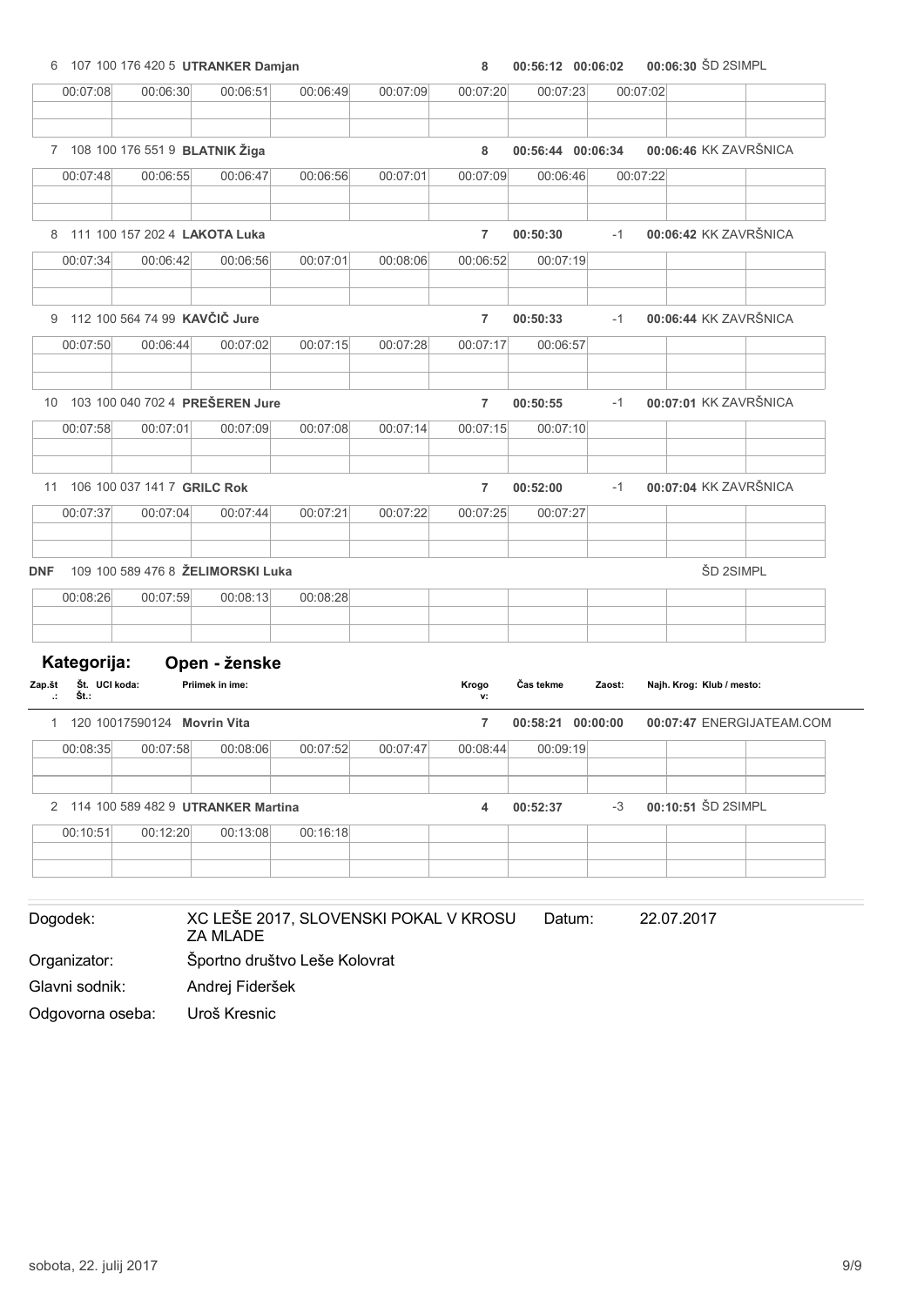| | | | | | | | | | |
|---|---|---|---|---|---|---|---|---|---|
| 6 | 107 | 100 176 420 5 | **UTRANKER Damjan** | | | **8** | **00:56:12** | **00:06:02** | **00:06:30** ŠD 2SIMPL |
| 00:07:08 | 00:06:30 | 00:06:51 | 00:06:49 | 00:07:09 | 00:07:20 | 00:07:23 | 00:07:02 | | |
| 7 | 108 | 100 176 551 9 | **BLATNIK Žiga** | | | **8** | **00:56:44** | **00:06:34** | **00:06:46** KK ZAVRŠNICA |
| 00:07:48 | 00:06:55 | 00:06:47 | 00:06:56 | 00:07:01 | 00:07:09 | 00:06:46 | 00:07:22 | | |
| 8 | 111 | 100 157 202 4 | **LAKOTA Luka** | | | **7** | **00:50:30** | -1 | **00:06:42** KK ZAVRŠNICA |
| 00:07:34 | 00:06:42 | 00:06:56 | 00:07:01 | 00:08:06 | 00:06:52 | 00:07:19 | | | |
| 9 | 112 | 100 564 74 99 | **KAVČIČ Jure** | | | **7** | **00:50:33** | -1 | **00:06:44** KK ZAVRŠNICA |
| 00:07:50 | 00:06:44 | 00:07:02 | 00:07:15 | 00:07:28 | 00:07:17 | 00:06:57 | | | |
| 10 | 103 | 100 040 702 4 | **PREŠEREN Jure** | | | **7** | **00:50:55** | -1 | **00:07:01** KK ZAVRŠNICA |
| 00:07:58 | 00:07:01 | 00:07:09 | 00:07:08 | 00:07:14 | 00:07:15 | 00:07:10 | | | |
| 11 | 106 | 100 037 141 7 | **GRILC Rok** | | | **7** | **00:52:00** | -1 | **00:07:04** KK ZAVRŠNICA |
| 00:07:37 | 00:07:04 | 00:07:44 | 00:07:21 | 00:07:22 | 00:07:25 | 00:07:27 | | | |
| **DNF** | 109 | 100 589 476 8 | **ŽELIMORSKI Luka** | | | | | | ŠD 2SIMPL |
| 00:08:26 | 00:07:59 | 00:08:13 | 00:08:28 | | | | | | |

## Kategorija: Open - ženske

| Zap.št.: | Št.: | UCI koda: | Priimek in ime: | | | Krogov: | Čas tekme | Zaost: | Najh. Krog: Klub / mesto: |
|---|---|---|---|---|---|---|---|---|---|
| 1 | 120 | 10017590124 | **Movrin Vita** | | | **7** | **00:58:21** | **00:00:00** | **00:07:47** ENERGIJATEAM.COM |
| 00:08:35 | 00:07:58 | 00:08:06 | 00:07:52 | 00:07:47 | 00:08:44 | 00:09:19 | | | |
| 2 | 114 | 100 589 482 9 | **UTRANKER Martina** | | | **4** | **00:52:37** | -3 | **00:10:51** ŠD 2SIMPL |
| 00:10:51 | 00:12:20 | 00:13:08 | 00:16:18 | | | | | | |

| | |
|---|---|
| Dogodek: | XC LEŠE 2017, SLOVENSKI POKAL V KROSU ZA MLADE — Datum: 22.07.2017 |
| Organizator: | Športno društvo Leše Kolovrat |
| Glavni sodnik: | Andrej Fideršek |
| Odgovorna oseba: | Uroš Kresnic |